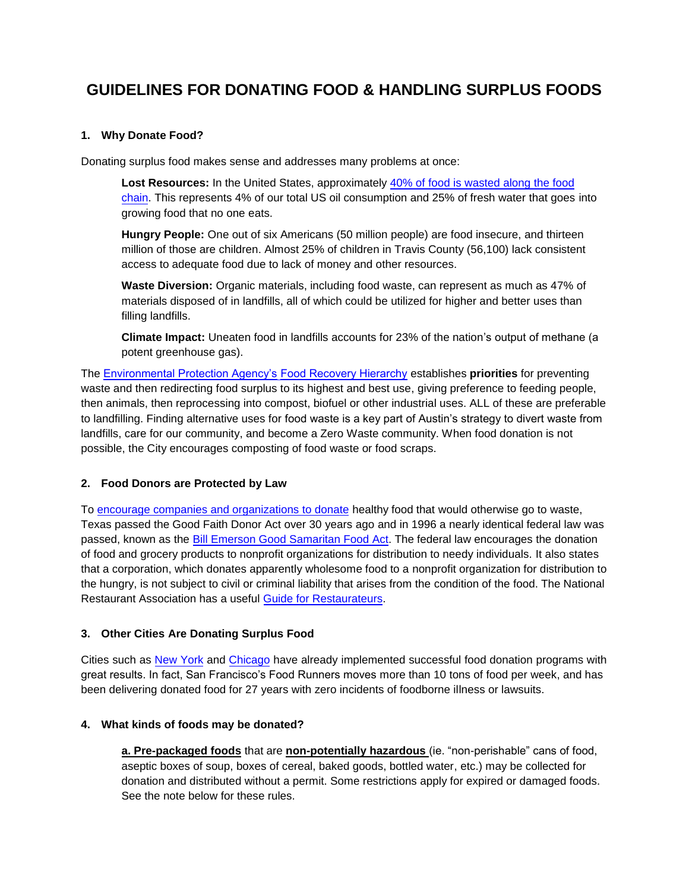# GUIDELINES FOR DONATING FOOD & HANDLING SURPLUS FOODS

### 1. Why Donate Food?

Donating surplus food makes sense and addresses many problems at once:

> **Lost Resources:** In the United States, approximately 40% of food is wasted along the food chain. This represents 4% of our total US oil consumption and 25% of fresh water that goes into growing food that no one eats.
>
> **Hungry People:** One out of six Americans (50 million people) are food insecure, and thirteen million of those are children. Almost 25% of children in Travis County (56,100) lack consistent access to adequate food due to lack of money and other resources.
>
> **Waste Diversion:** Organic materials, including food waste, can represent as much as 47% of materials disposed of in landfills, all of which could be utilized for higher and better uses than filling landfills.
>
> **Climate Impact:** Uneaten food in landfills accounts for 23% of the nation's output of methane (a potent greenhouse gas).

The Environmental Protection Agency's Food Recovery Hierarchy establishes **priorities** for preventing waste and then redirecting food surplus to its highest and best use, giving preference to feeding people, then animals, then reprocessing into compost, biofuel or other industrial uses. ALL of these are preferable to landfilling. Finding alternative uses for food waste is a key part of Austin's strategy to divert waste from landfills, care for our community, and become a Zero Waste community. When food donation is not possible, the City encourages composting of food waste or food scraps.

### 2. Food Donors are Protected by Law

To encourage companies and organizations to donate healthy food that would otherwise go to waste, Texas passed the Good Faith Donor Act over 30 years ago and in 1996 a nearly identical federal law was passed, known as the Bill Emerson Good Samaritan Food Act. The federal law encourages the donation of food and grocery products to nonprofit organizations for distribution to needy individuals. It also states that a corporation, which donates apparently wholesome food to a nonprofit organization for distribution to the hungry, is not subject to civil or criminal liability that arises from the condition of the food. The National Restaurant Association has a useful Guide for Restaurateurs.

### 3. Other Cities Are Donating Surplus Food

Cities such as New York and Chicago have already implemented successful food donation programs with great results. In fact, San Francisco's Food Runners moves more than 10 tons of food per week, and has been delivering donated food for 27 years with zero incidents of foodborne illness or lawsuits.

### 4. What kinds of foods may be donated?

> **a. Pre-packaged foods** that are **non-potentially hazardous** (ie. "non-perishable" cans of food, aseptic boxes of soup, boxes of cereal, baked goods, bottled water, etc.) may be collected for donation and distributed without a permit. Some restrictions apply for expired or damaged foods. See the note below for these rules.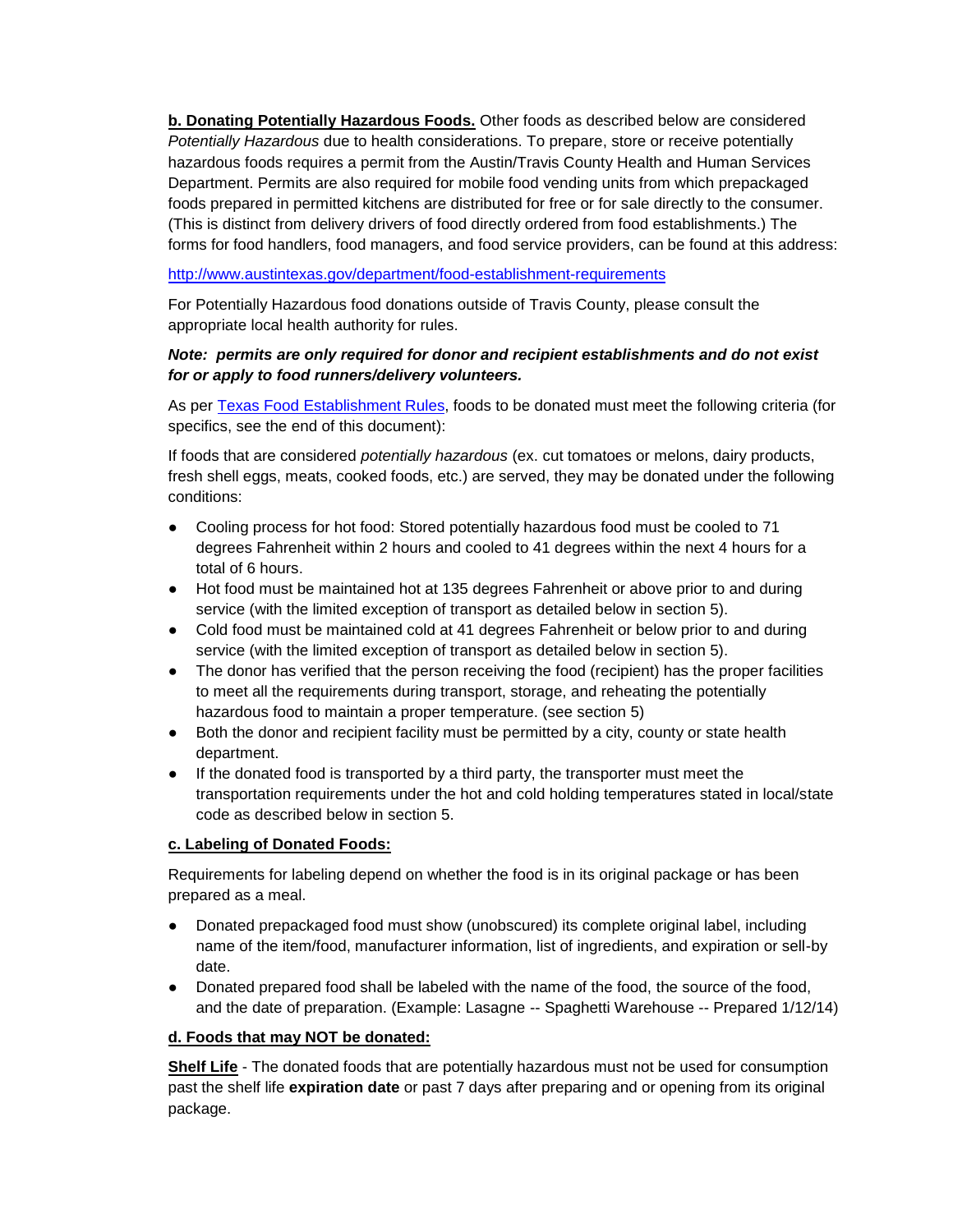**b. Donating Potentially Hazardous Foods.** Other foods as described below are considered *Potentially Hazardous* due to health considerations. To prepare, store or receive potentially hazardous foods requires a permit from the Austin/Travis County Health and Human Services Department. Permits are also required for mobile food vending units from which prepackaged foods prepared in permitted kitchens are distributed for free or for sale directly to the consumer. (This is distinct from delivery drivers of food directly ordered from food establishments.) The forms for food handlers, food managers, and food service providers, can be found at this address:

[http://www.austintexas.gov/department/food-establishment-requirements](http://www.austintexas.gov/department/food-establishment-requirements)

For Potentially Hazardous food donations outside of Travis County, please consult the appropriate local health authority for rules.

***Note: permits are only required for donor and recipient establishments and do not exist for or apply to food runners/delivery volunteers.***

As per Texas Food Establishment Rules, foods to be donated must meet the following criteria (for specifics, see the end of this document):

If foods that are considered *potentially hazardous* (ex. cut tomatoes or melons, dairy products, fresh shell eggs, meats, cooked foods, etc.) are served, they may be donated under the following conditions:

- Cooling process for hot food: Stored potentially hazardous food must be cooled to 71 degrees Fahrenheit within 2 hours and cooled to 41 degrees within the next 4 hours for a total of 6 hours.
- Hot food must be maintained hot at 135 degrees Fahrenheit or above prior to and during service (with the limited exception of transport as detailed below in section 5).
- Cold food must be maintained cold at 41 degrees Fahrenheit or below prior to and during service (with the limited exception of transport as detailed below in section 5).
- The donor has verified that the person receiving the food (recipient) has the proper facilities to meet all the requirements during transport, storage, and reheating the potentially hazardous food to maintain a proper temperature. (see section 5)
- Both the donor and recipient facility must be permitted by a city, county or state health department.
- If the donated food is transported by a third party, the transporter must meet the transportation requirements under the hot and cold holding temperatures stated in local/state code as described below in section 5.

**c. Labeling of Donated Foods:**

Requirements for labeling depend on whether the food is in its original package or has been prepared as a meal.

- Donated prepackaged food must show (unobscured) its complete original label, including name of the item/food, manufacturer information, list of ingredients, and expiration or sell-by date.
- Donated prepared food shall be labeled with the name of the food, the source of the food, and the date of preparation. (Example: Lasagne -- Spaghetti Warehouse -- Prepared 1/12/14)

**d. Foods that may NOT be donated:**

**Shelf Life** - The donated foods that are potentially hazardous must not be used for consumption past the shelf life **expiration date** or past 7 days after preparing and or opening from its original package.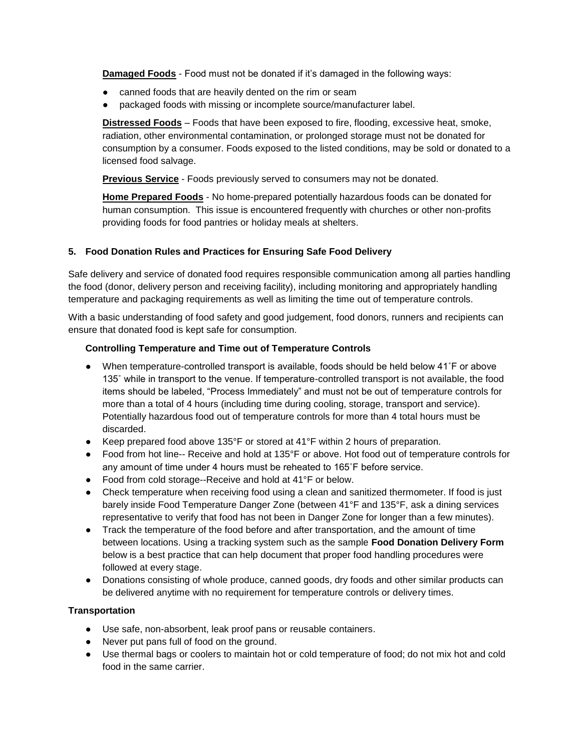**Damaged Foods** - Food must not be donated if it's damaged in the following ways:

- canned foods that are heavily dented on the rim or seam
- packaged foods with missing or incomplete source/manufacturer label.

**Distressed Foods** – Foods that have been exposed to fire, flooding, excessive heat, smoke, radiation, other environmental contamination, or prolonged storage must not be donated for consumption by a consumer. Foods exposed to the listed conditions, may be sold or donated to a licensed food salvage.

**Previous Service** - Foods previously served to consumers may not be donated.

**Home Prepared Foods** - No home-prepared potentially hazardous foods can be donated for human consumption. This issue is encountered frequently with churches or other non-profits providing foods for food pantries or holiday meals at shelters.

## 5. Food Donation Rules and Practices for Ensuring Safe Food Delivery

Safe delivery and service of donated food requires responsible communication among all parties handling the food (donor, delivery person and receiving facility), including monitoring and appropriately handling temperature and packaging requirements as well as limiting the time out of temperature controls.

With a basic understanding of food safety and good judgement, food donors, runners and recipients can ensure that donated food is kept safe for consumption.

### Controlling Temperature and Time out of Temperature Controls

- When temperature-controlled transport is available, foods should be held below 41˚F or above 135˚ while in transport to the venue. If temperature-controlled transport is not available, the food items should be labeled, "Process Immediately" and must not be out of temperature controls for more than a total of 4 hours (including time during cooling, storage, transport and service). Potentially hazardous food out of temperature controls for more than 4 total hours must be discarded.
- Keep prepared food above 135°F or stored at 41°F within 2 hours of preparation.
- Food from hot line-- Receive and hold at 135°F or above. Hot food out of temperature controls for any amount of time under 4 hours must be reheated to 165˚F before service.
- Food from cold storage--Receive and hold at 41°F or below.
- Check temperature when receiving food using a clean and sanitized thermometer. If food is just barely inside Food Temperature Danger Zone (between 41°F and 135°F, ask a dining services representative to verify that food has not been in Danger Zone for longer than a few minutes).
- Track the temperature of the food before and after transportation, and the amount of time between locations. Using a tracking system such as the sample **Food Donation Delivery Form** below is a best practice that can help document that proper food handling procedures were followed at every stage.
- Donations consisting of whole produce, canned goods, dry foods and other similar products can be delivered anytime with no requirement for temperature controls or delivery times.

### Transportation

- Use safe, non-absorbent, leak proof pans or reusable containers.
- Never put pans full of food on the ground.
- Use thermal bags or coolers to maintain hot or cold temperature of food; do not mix hot and cold food in the same carrier.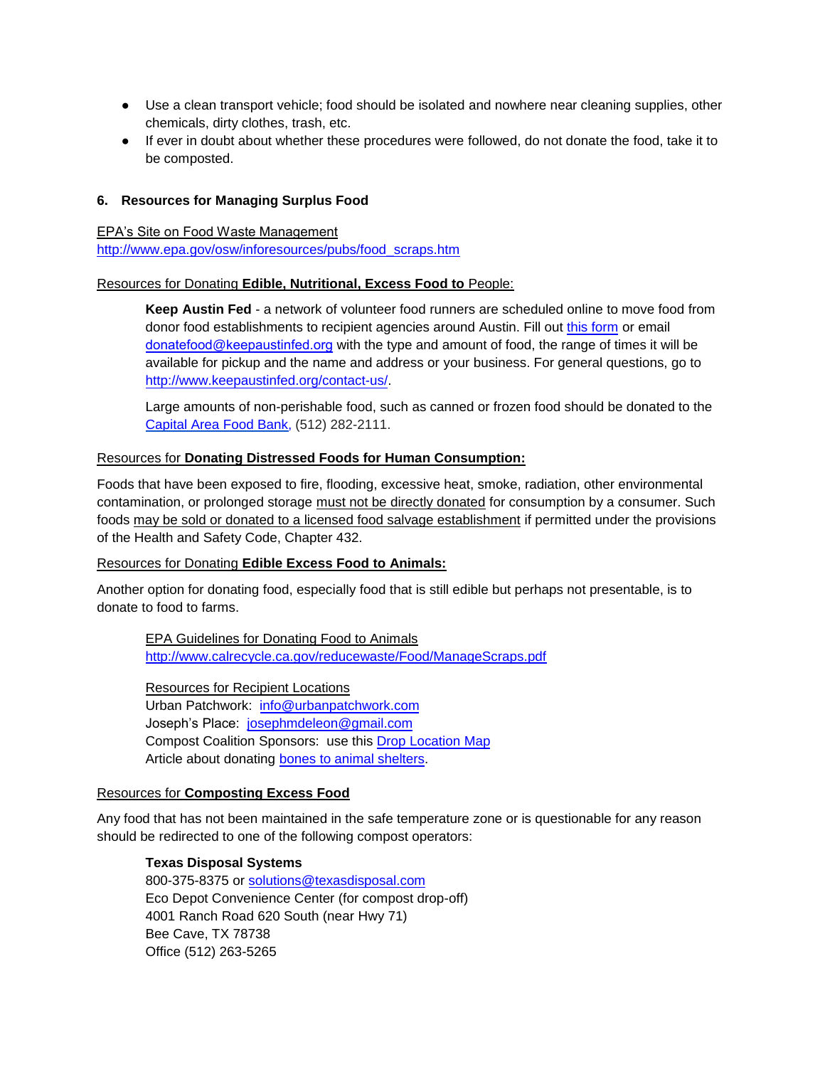- Use a clean transport vehicle; food should be isolated and nowhere near cleaning supplies, other chemicals, dirty clothes, trash, etc.
- If ever in doubt about whether these procedures were followed, do not donate the food, take it to be composted.

## 6. Resources for Managing Surplus Food

EPA's Site on Food Waste Management
http://www.epa.gov/osw/inforesources/pubs/food_scraps.htm

Resources for Donating **Edible, Nutritional, Excess Food to** People:

> **Keep Austin Fed** - a network of volunteer food runners are scheduled online to move food from donor food establishments to recipient agencies around Austin. Fill out this form or email donatefood@keepaustinfed.org with the type and amount of food, the range of times it will be available for pickup and the name and address or your business. For general questions, go to http://www.keepaustinfed.org/contact-us/.
>
> Large amounts of non-perishable food, such as canned or frozen food should be donated to the Capital Area Food Bank, (512) 282-2111.

Resources for **Donating Distressed Foods for Human Consumption:**

Foods that have been exposed to fire, flooding, excessive heat, smoke, radiation, other environmental contamination, or prolonged storage must not be directly donated for consumption by a consumer. Such foods may be sold or donated to a licensed food salvage establishment if permitted under the provisions of the Health and Safety Code, Chapter 432.

Resources for Donating **Edible Excess Food to Animals:**

Another option for donating food, especially food that is still edible but perhaps not presentable, is to donate to food to farms.

> EPA Guidelines for Donating Food to Animals
> http://www.calrecycle.ca.gov/reducewaste/Food/ManageScraps.pdf
>
> Resources for Recipient Locations
> Urban Patchwork: info@urbanpatchwork.com
> Joseph's Place: josephmdeleon@gmail.com
> Compost Coalition Sponsors: use this Drop Location Map
> Article about donating bones to animal shelters.

Resources for **Composting Excess Food**

Any food that has not been maintained in the safe temperature zone or is questionable for any reason should be redirected to one of the following compost operators:

> **Texas Disposal Systems**
> 800-375-8375 or solutions@texasdisposal.com
> Eco Depot Convenience Center (for compost drop-off)
> 4001 Ranch Road 620 South (near Hwy 71)
> Bee Cave, TX 78738
> Office (512) 263-5265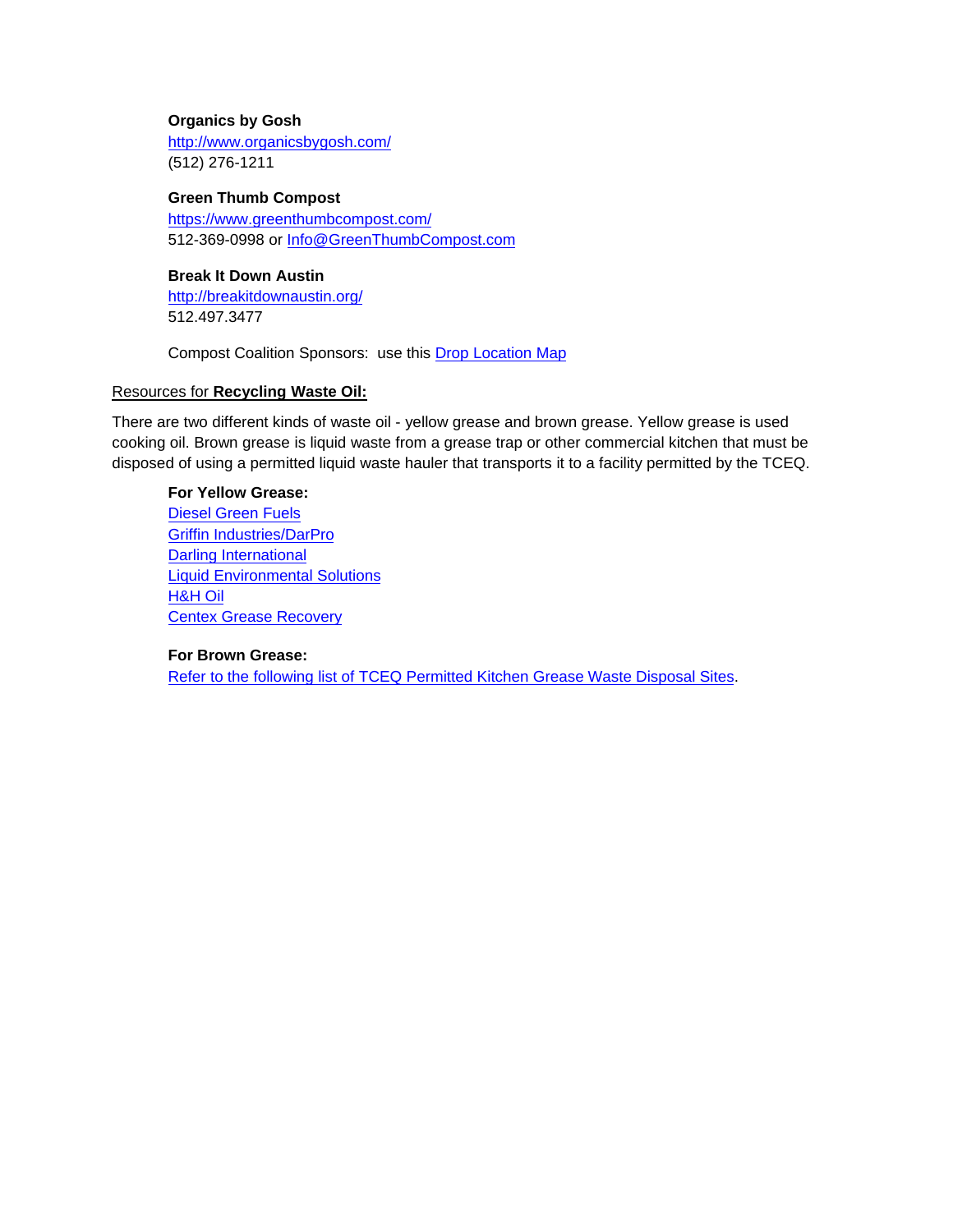**Organics by Gosh**
http://www.organicsbygosh.com/
(512) 276-1211

**Green Thumb Compost**
https://www.greenthumbcompost.com/
512-369-0998 or Info@GreenThumbCompost.com

**Break It Down Austin**
http://breakitdownaustin.org/
512.497.3477

Compost Coalition Sponsors: use this Drop Location Map

Resources for **Recycling Waste Oil:**

There are two different kinds of waste oil - yellow grease and brown grease. Yellow grease is used cooking oil. Brown grease is liquid waste from a grease trap or other commercial kitchen that must be disposed of using a permitted liquid waste hauler that transports it to a facility permitted by the TCEQ.

**For Yellow Grease:**
Diesel Green Fuels
Griffin Industries/DarPro
Darling International
Liquid Environmental Solutions
H&H Oil
Centex Grease Recovery

**For Brown Grease:**
Refer to the following list of TCEQ Permitted Kitchen Grease Waste Disposal Sites.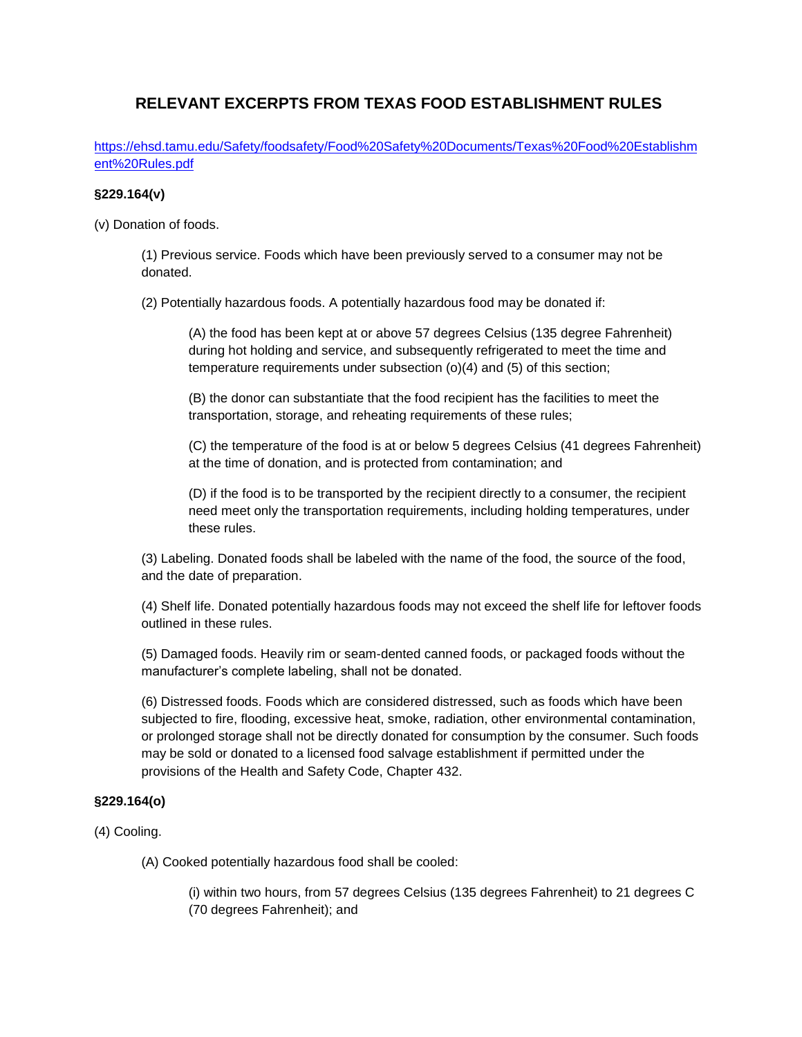# RELEVANT EXCERPTS FROM TEXAS FOOD ESTABLISHMENT RULES

[https://ehsd.tamu.edu/Safety/foodsafety/Food%20Safety%20Documents/Texas%20Food%20Establishment%20Rules.pdf](https://ehsd.tamu.edu/Safety/foodsafety/Food%20Safety%20Documents/Texas%20Food%20Establishment%20Rules.pdf)

**§229.164(v)**

(v) Donation of foods.

> (1) Previous service. Foods which have been previously served to a consumer may not be donated.
>
> (2) Potentially hazardous foods. A potentially hazardous food may be donated if:
>
> > (A) the food has been kept at or above 57 degrees Celsius (135 degree Fahrenheit) during hot holding and service, and subsequently refrigerated to meet the time and temperature requirements under subsection (o)(4) and (5) of this section;
> >
> > (B) the donor can substantiate that the food recipient has the facilities to meet the transportation, storage, and reheating requirements of these rules;
> >
> > (C) the temperature of the food is at or below 5 degrees Celsius (41 degrees Fahrenheit) at the time of donation, and is protected from contamination; and
> >
> > (D) if the food is to be transported by the recipient directly to a consumer, the recipient need meet only the transportation requirements, including holding temperatures, under these rules.
>
> (3) Labeling. Donated foods shall be labeled with the name of the food, the source of the food, and the date of preparation.
>
> (4) Shelf life. Donated potentially hazardous foods may not exceed the shelf life for leftover foods outlined in these rules.
>
> (5) Damaged foods. Heavily rim or seam-dented canned foods, or packaged foods without the manufacturer's complete labeling, shall not be donated.
>
> (6) Distressed foods. Foods which are considered distressed, such as foods which have been subjected to fire, flooding, excessive heat, smoke, radiation, other environmental contamination, or prolonged storage shall not be directly donated for consumption by the consumer. Such foods may be sold or donated to a licensed food salvage establishment if permitted under the provisions of the Health and Safety Code, Chapter 432.

**§229.164(o)**

(4) Cooling.

> (A) Cooked potentially hazardous food shall be cooled:
>
> > (i) within two hours, from 57 degrees Celsius (135 degrees Fahrenheit) to 21 degrees C (70 degrees Fahrenheit); and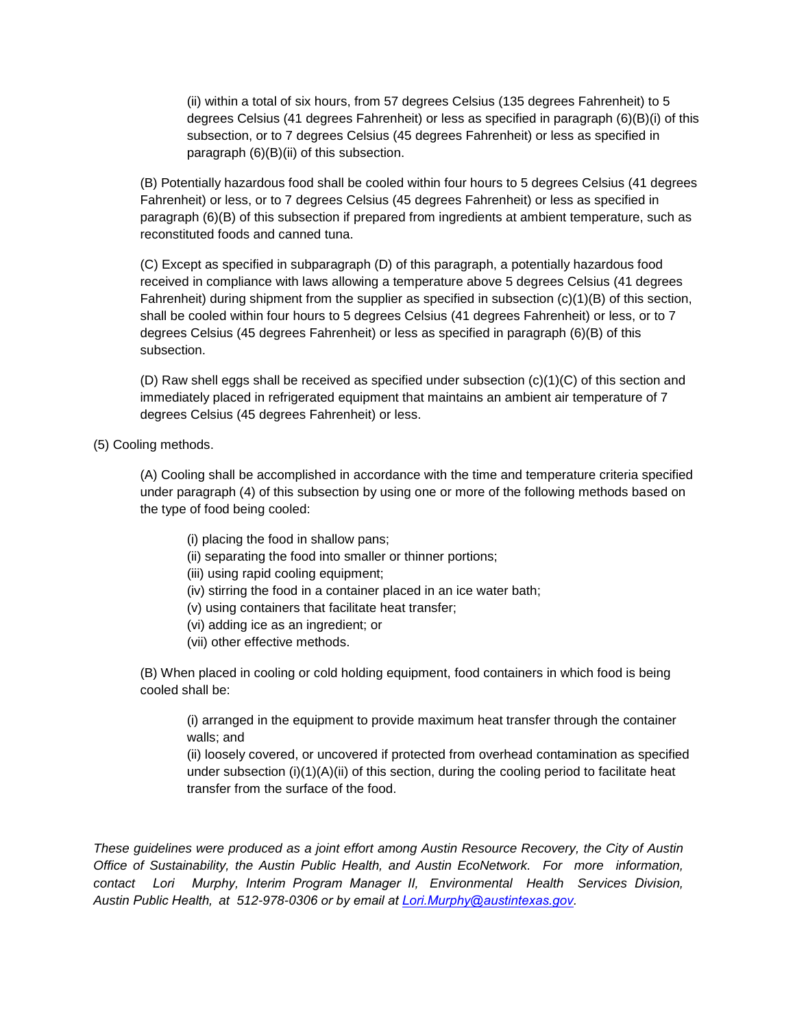(ii) within a total of six hours, from 57 degrees Celsius (135 degrees Fahrenheit) to 5 degrees Celsius (41 degrees Fahrenheit) or less as specified in paragraph (6)(B)(i) of this subsection, or to 7 degrees Celsius (45 degrees Fahrenheit) or less as specified in paragraph (6)(B)(ii) of this subsection.

(B) Potentially hazardous food shall be cooled within four hours to 5 degrees Celsius (41 degrees Fahrenheit) or less, or to 7 degrees Celsius (45 degrees Fahrenheit) or less as specified in paragraph (6)(B) of this subsection if prepared from ingredients at ambient temperature, such as reconstituted foods and canned tuna.

(C) Except as specified in subparagraph (D) of this paragraph, a potentially hazardous food received in compliance with laws allowing a temperature above 5 degrees Celsius (41 degrees Fahrenheit) during shipment from the supplier as specified in subsection (c)(1)(B) of this section, shall be cooled within four hours to 5 degrees Celsius (41 degrees Fahrenheit) or less, or to 7 degrees Celsius (45 degrees Fahrenheit) or less as specified in paragraph (6)(B) of this subsection.

(D) Raw shell eggs shall be received as specified under subsection (c)(1)(C) of this section and immediately placed in refrigerated equipment that maintains an ambient air temperature of 7 degrees Celsius (45 degrees Fahrenheit) or less.

(5) Cooling methods.

(A) Cooling shall be accomplished in accordance with the time and temperature criteria specified under paragraph (4) of this subsection by using one or more of the following methods based on the type of food being cooled:

(i) placing the food in shallow pans;
(ii) separating the food into smaller or thinner portions;
(iii) using rapid cooling equipment;
(iv) stirring the food in a container placed in an ice water bath;
(v) using containers that facilitate heat transfer;
(vi) adding ice as an ingredient; or
(vii) other effective methods.

(B) When placed in cooling or cold holding equipment, food containers in which food is being cooled shall be:

(i) arranged in the equipment to provide maximum heat transfer through the container walls; and
(ii) loosely covered, or uncovered if protected from overhead contamination as specified under subsection (i)(1)(A)(ii) of this section, during the cooling period to facilitate heat transfer from the surface of the food.

*These guidelines were produced as a joint effort among Austin Resource Recovery, the City of Austin Office of Sustainability, the Austin Public Health, and Austin EcoNetwork. For more information, contact Lori Murphy, Interim Program Manager II, Environmental Health Services Division, Austin Public Health, at 512-978-0306 or by email at [Lori.Murphy@austintexas.gov](mailto:Lori.Murphy@austintexas.gov).*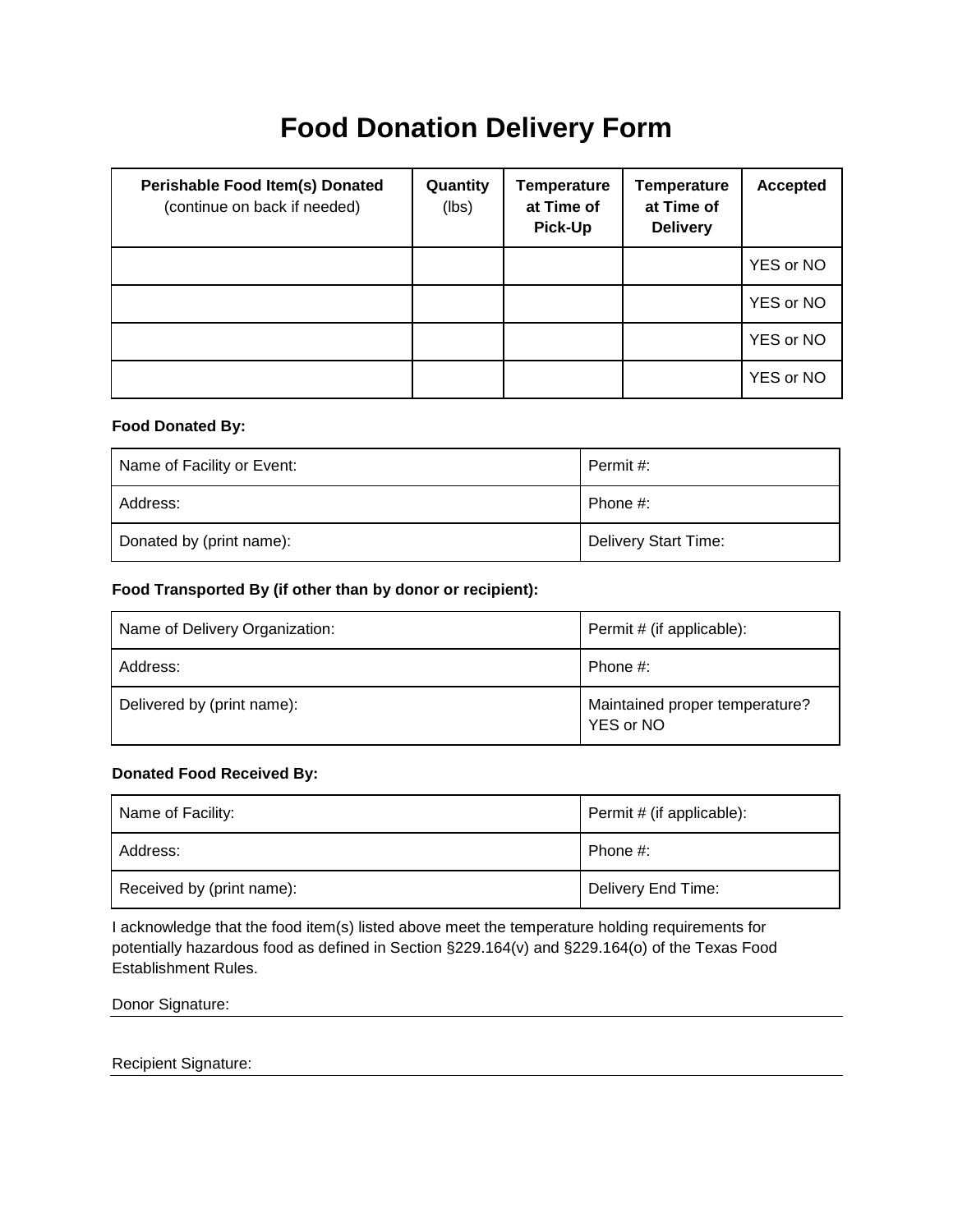# Food Donation Delivery Form

| **Perishable Food Item(s) Donated** (continue on back if needed) | **Quantity** (lbs) | **Temperature at Time of Pick-Up** | **Temperature at Time of Delivery** | **Accepted** |
|---|---|---|---|---|
| | | | | YES or NO |
| | | | | YES or NO |
| | | | | YES or NO |
| | | | | YES or NO |

**Food Donated By:**

| | |
|---|---|
| Name of Facility or Event: | Permit #: |
| Address: | Phone #: |
| Donated by (print name): | Delivery Start Time: |

**Food Transported By (if other than by donor or recipient):**

| | |
|---|---|
| Name of Delivery Organization: | Permit # (if applicable): |
| Address: | Phone #: |
| Delivered by (print name): | Maintained proper temperature? YES or NO |

**Donated Food Received By:**

| | |
|---|---|
| Name of Facility: | Permit # (if applicable): |
| Address: | Phone #: |
| Received by (print name): | Delivery End Time: |

I acknowledge that the food item(s) listed above meet the temperature holding requirements for potentially hazardous food as defined in Section §229.164(v) and §229.164(o) of the Texas Food Establishment Rules.

Donor Signature: ______________________________

Recipient Signature: ______________________________